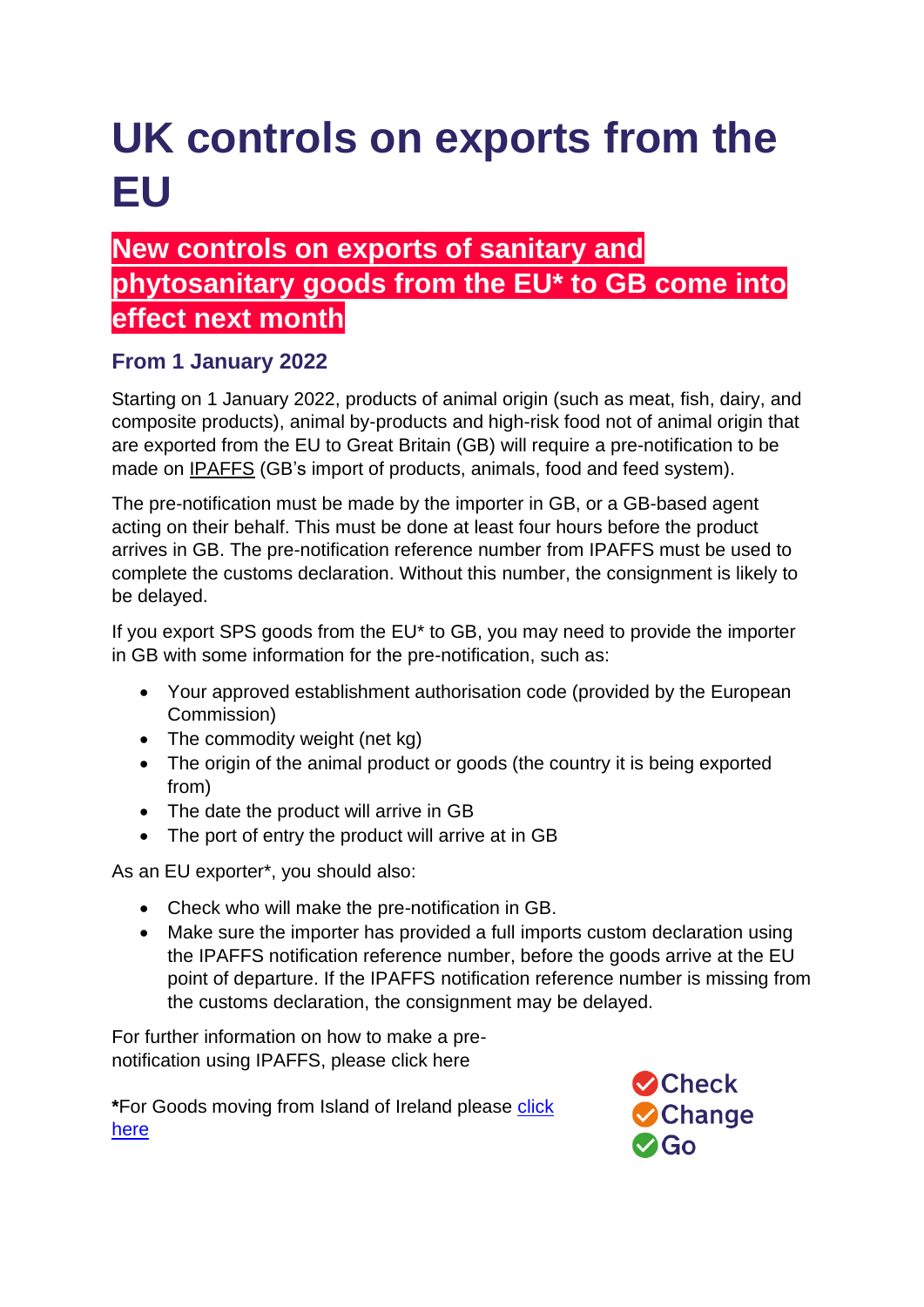# UK controls on exports from the EU

## New controls on exports of sanitary and phytosanitary goods from the EU* to GB come into effect next month

### From 1 January 2022

Starting on 1 January 2022, products of animal origin (such as meat, fish, dairy, and composite products), animal by-products and high-risk food not of animal origin that are exported from the EU to Great Britain (GB) will require a pre-notification to be made on IPAFFS (GB's import of products, animals, food and feed system).

The pre-notification must be made by the importer in GB, or a GB-based agent acting on their behalf. This must be done at least four hours before the product arrives in GB. The pre-notification reference number from IPAFFS must be used to complete the customs declaration. Without this number, the consignment is likely to be delayed.

If you export SPS goods from the EU* to GB, you may need to provide the importer in GB with some information for the pre-notification, such as:

- Your approved establishment authorisation code (provided by the European Commission)
- The commodity weight (net kg)
- The origin of the animal product or goods (the country it is being exported from)
- The date the product will arrive in GB
- The port of entry the product will arrive at in GB

As an EU exporter*, you should also:

- Check who will make the pre-notification in GB.
- Make sure the importer has provided a full imports custom declaration using the IPAFFS notification reference number, before the goods arrive at the EU point of departure. If the IPAFFS notification reference number is missing from the customs declaration, the consignment may be delayed.

For further information on how to make a pre-notification using IPAFFS, please click here

**\***For Goods moving from Island of Ireland please click here

Check
Change
Go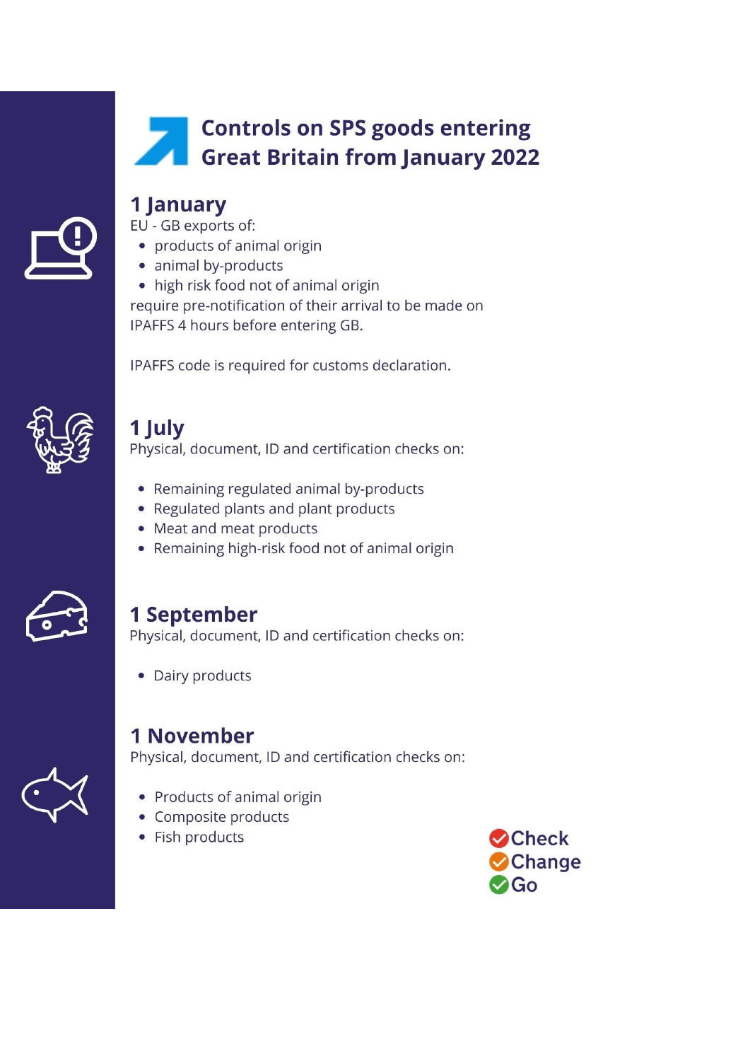# Controls on SPS goods entering Great Britain from January 2022

## 1 January

EU - GB exports of:

- products of animal origin
- animal by-products
- high risk food not of animal origin

require pre-notification of their arrival to be made on IPAFFS 4 hours before entering GB.

IPAFFS code is required for customs declaration.

## 1 July

Physical, document, ID and certification checks on:

- Remaining regulated animal by-products
- Regulated plants and plant products
- Meat and meat products
- Remaining high-risk food not of animal origin

## 1 September

Physical, document, ID and certification checks on:

- Dairy products

## 1 November

Physical, document, ID and certification checks on:

- Products of animal origin
- Composite products
- Fish products

Check
Change
Go